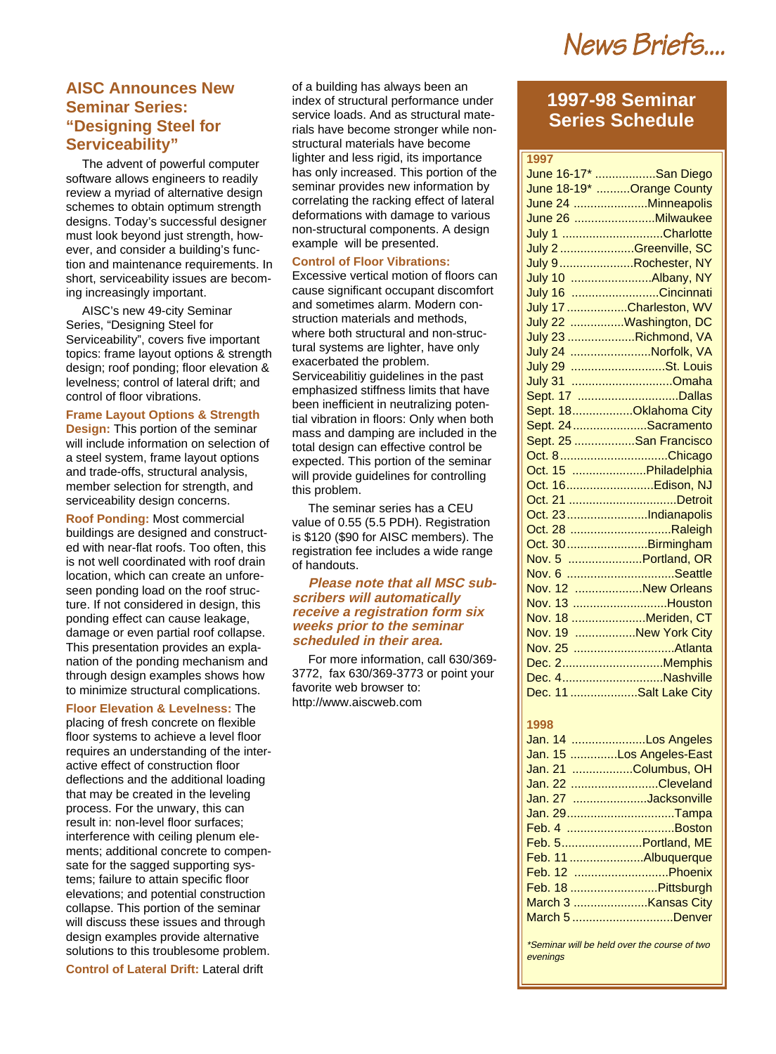# News Briefs....

## AISC Announces New Seminar Series: "Designing Steel for Serviceability"

The advent of powerful computer software allows engineers to readily review a myriad of alternative design schemes to obtain optimum strength designs. Today's successful designer must look beyond just strength, however, and consider a building's function and maintenance requirements. In short, serviceability issues are becoming increasingly important.

AISC's new 49-city Seminar Series, "Designing Steel for Serviceability", covers five important topics: frame layout options & strength design; roof ponding; floor elevation & levelness; control of lateral drift; and control of floor vibrations.

**Frame Layout Options & Strength Design:** This portion of the seminar will include information on selection of a steel system, frame layout options and trade-offs, structural analysis, member selection for strength, and serviceability design concerns.

**Roof Ponding:** Most commercial buildings are designed and constructed with near-flat roofs. Too often, this is not well coordinated with roof drain location, which can create an unforeseen ponding load on the roof structure. If not considered in design, this ponding effect can cause leakage, damage or even partial roof collapse. This presentation provides an explanation of the ponding mechanism and through design examples shows how to minimize structural complications.

**Floor Elevation & Levelness:** The placing of fresh concrete on flexible floor systems to achieve a level floor requires an understanding of the interactive effect of construction floor deflections and the additional loading that may be created in the leveling process. For the unwary, this can result in: non-level floor surfaces; interference with ceiling plenum elements; additional concrete to compensate for the sagged supporting systems; failure to attain specific floor elevations; and potential construction collapse. This portion of the seminar will discuss these issues and through design examples provide alternative solutions to this troublesome problem.

**Control of Lateral Drift:** Lateral drift of a building has always been an index of structural performance under service loads. And as structural materials have become stronger while non-structural materials have become lighter and less rigid, its importance has only increased. This portion of the seminar provides new information by correlating the racking effect of lateral deformations with damage to various non-structural components. A design example will be presented.

**Control of Floor Vibrations:** Excessive vertical motion of floors can cause significant occupant discomfort and sometimes alarm. Modern construction materials and methods, where both structural and non-structural systems are lighter, have only exacerbated the problem. Serviceabilitiy guidelines in the past emphasized stiffness limits that have been inefficient in neutralizing potential vibration in floors: Only when both mass and damping are included in the total design can effective control be expected. This portion of the seminar will provide guidelines for controlling this problem.

The seminar series has a CEU value of 0.55 (5.5 PDH). Registration is $120 ($90 for AISC members). The registration fee includes a wide range of handouts.

***Please note that all MSC subscribers will automatically receive a registration form six weeks prior to the seminar scheduled in their area.***

For more information, call 630/369-3772, fax 630/369-3773 or point your favorite web browser to: http://www.aiscweb.com

## 1997-98 Seminar Series Schedule

**1997**

| Date | City |
|---|---|
| June 16-17* | San Diego |
| June 18-19* | Orange County |
| June 24 | Minneapolis |
| June 26 | Milwaukee |
| July 1 | Charlotte |
| July 2 | Greenville, SC |
| July 9 | Rochester, NY |
| July 10 | Albany, NY |
| July 16 | Cincinnati |
| July 17 | Charleston, WV |
| July 22 | Washington, DC |
| July 23 | Richmond, VA |
| July 24 | Norfolk, VA |
| July 29 | St. Louis |
| July 31 | Omaha |
| Sept. 17 | Dallas |
| Sept. 18 | Oklahoma City |
| Sept. 24 | Sacramento |
| Sept. 25 | San Francisco |
| Oct. 8 | Chicago |
| Oct. 15 | Philadelphia |
| Oct. 16 | Edison, NJ |
| Oct. 21 | Detroit |
| Oct. 23 | Indianapolis |
| Oct. 28 | Raleigh |
| Oct. 30 | Birmingham |
| Nov. 5 | Portland, OR |
| Nov. 6 | Seattle |
| Nov. 12 | New Orleans |
| Nov. 13 | Houston |
| Nov. 18 | Meriden, CT |
| Nov. 19 | New York City |
| Nov. 25 | Atlanta |
| Dec. 2 | Memphis |
| Dec. 4 | Nashville |
| Dec. 11 | Salt Lake City |

**1998**

| Date | City |
|---|---|
| Jan. 14 | Los Angeles |
| Jan. 15 | Los Angeles-East |
| Jan. 21 | Columbus, OH |
| Jan. 22 | Cleveland |
| Jan. 27 | Jacksonville |
| Jan. 29 | Tampa |
| Feb. 4 | Boston |
| Feb. 5 | Portland, ME |
| Feb. 11 | Albuquerque |
| Feb. 12 | Phoenix |
| Feb. 18 | Pittsburgh |
| March 3 | Kansas City |
| March 5 | Denver |

*\*Seminar will be held over the course of two evenings*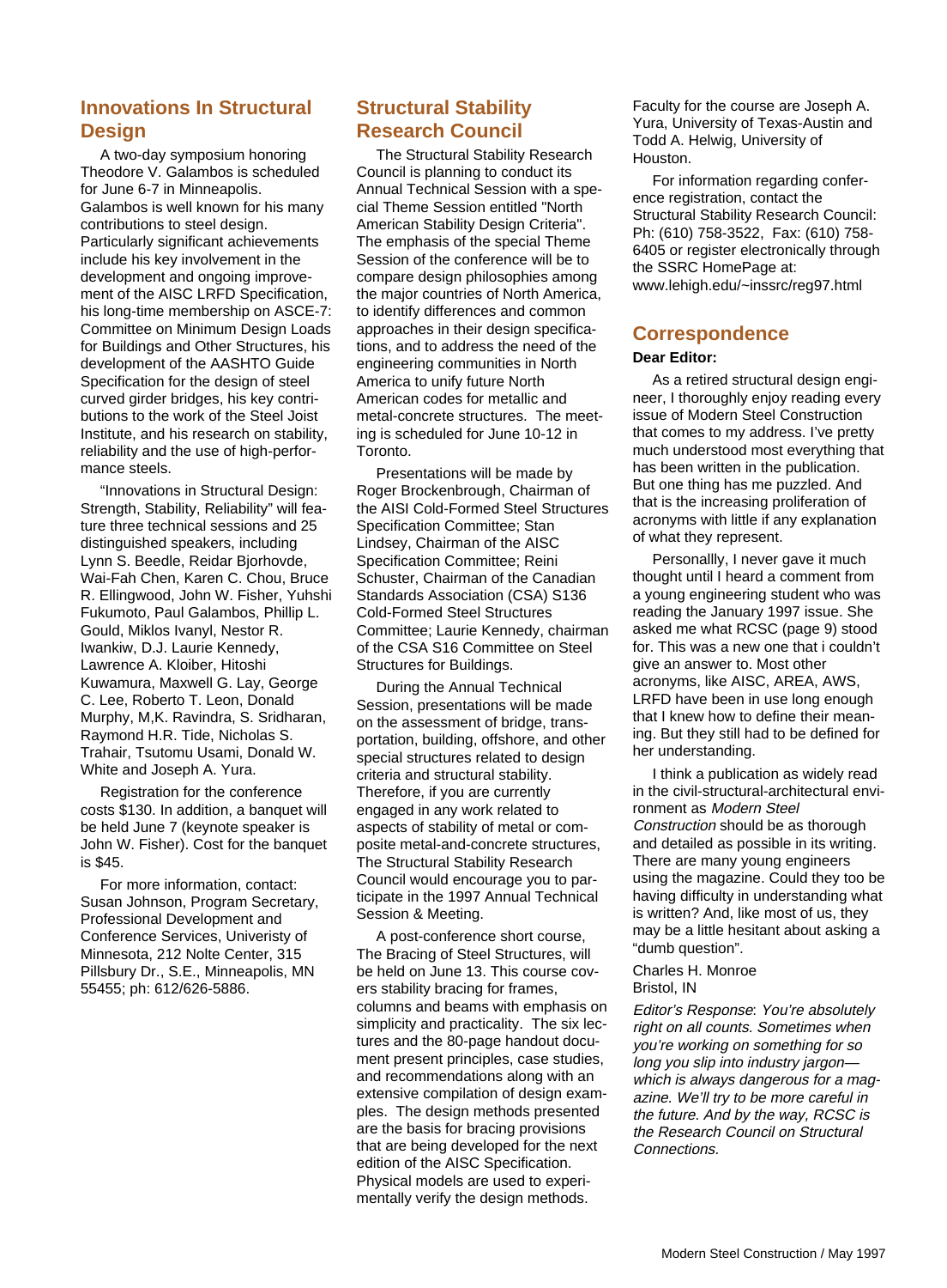## Innovations In Structural Design

A two-day symposium honoring Theodore V. Galambos is scheduled for June 6-7 in Minneapolis. Galambos is well known for his many contributions to steel design. Particularly significant achievements include his key involvement in the development and ongoing improvement of the AISC LRFD Specification, his long-time membership on ASCE-7: Committee on Minimum Design Loads for Buildings and Other Structures, his development of the AASHTO Guide Specification for the design of steel curved girder bridges, his key contributions to the work of the Steel Joist Institute, and his research on stability, reliability and the use of high-performance steels.

"Innovations in Structural Design: Strength, Stability, Reliability" will feature three technical sessions and 25 distinguished speakers, including Lynn S. Beedle, Reidar Bjorhovde, Wai-Fah Chen, Karen C. Chou, Bruce R. Ellingwood, John W. Fisher, Yuhshi Fukumoto, Paul Galambos, Phillip L. Gould, Miklos Ivanyl, Nestor R. Iwankiw, D.J. Laurie Kennedy, Lawrence A. Kloiber, Hitoshi Kuwamura, Maxwell G. Lay, George C. Lee, Roberto T. Leon, Donald Murphy, M,K. Ravindra, S. Sridharan, Raymond H.R. Tide, Nicholas S. Trahair, Tsutomu Usami, Donald W. White and Joseph A. Yura.

Registration for the conference costs $130. In addition, a banquet will be held June 7 (keynote speaker is John W. Fisher). Cost for the banquet is $45.

For more information, contact: Susan Johnson, Program Secretary, Professional Development and Conference Services, Univeristy of Minnesota, 212 Nolte Center, 315 Pillsbury Dr., S.E., Minneapolis, MN 55455; ph: 612/626-5886.

## Structural Stability Research Council

The Structural Stability Research Council is planning to conduct its Annual Technical Session with a special Theme Session entitled "North American Stability Design Criteria". The emphasis of the special Theme Session of the conference will be to compare design philosophies among the major countries of North America, to identify differences and common approaches in their design specifications, and to address the need of the engineering communities in North America to unify future North American codes for metallic and metal-concrete structures. The meeting is scheduled for June 10-12 in Toronto.

Presentations will be made by Roger Brockenbrough, Chairman of the AISI Cold-Formed Steel Structures Specification Committee; Stan Lindsey, Chairman of the AISC Specification Committee; Reini Schuster, Chairman of the Canadian Standards Association (CSA) S136 Cold-Formed Steel Structures Committee; Laurie Kennedy, chairman of the CSA S16 Committee on Steel Structures for Buildings.

During the Annual Technical Session, presentations will be made on the assessment of bridge, transportation, building, offshore, and other special structures related to design criteria and structural stability. Therefore, if you are currently engaged in any work related to aspects of stability of metal or composite metal-and-concrete structures, The Structural Stability Research Council would encourage you to participate in the 1997 Annual Technical Session & Meeting.

A post-conference short course, The Bracing of Steel Structures, will be held on June 13. This course covers stability bracing for frames, columns and beams with emphasis on simplicity and practicality. The six lectures and the 80-page handout document present principles, case studies, and recommendations along with an extensive compilation of design examples. The design methods presented are the basis for bracing provisions that are being developed for the next edition of the AISC Specification. Physical models are used to experimentally verify the design methods.

Faculty for the course are Joseph A. Yura, University of Texas-Austin and Todd A. Helwig, University of Houston.

For information regarding conference registration, contact the Structural Stability Research Council: Ph: (610) 758-3522, Fax: (610) 758-6405 or register electronically through the SSRC HomePage at: www.lehigh.edu/~inssrc/reg97.html

## Correspondence

**Dear Editor:**

As a retired structural design engineer, I thoroughly enjoy reading every issue of Modern Steel Construction that comes to my address. I've pretty much understood most everything that has been written in the publication. But one thing has me puzzled. And that is the increasing proliferation of acronyms with little if any explanation of what they represent.

Personallly, I never gave it much thought until I heard a comment from a young engineering student who was reading the January 1997 issue. She asked me what RCSC (page 9) stood for. This was a new one that i couldn't give an answer to. Most other acronyms, like AISC, AREA, AWS, LRFD have been in use long enough that I knew how to define their meaning. But they still had to be defined for her understanding.

I think a publication as widely read in the civil-structural-architectural environment as *Modern Steel Construction* should be as thorough and detailed as possible in its writing. There are many young engineers using the magazine. Could they too be having difficulty in understanding what is written? And, like most of us, they may be a little hesitant about asking a "dumb question".

Charles H. Monroe
Bristol, IN

*Editor's Response: You're absolutely right on all counts. Sometimes when you're working on something for so long you slip into industry jargon—which is always dangerous for a magazine. We'll try to be more careful in the future. And by the way, RCSC is the Research Council on Structural Connections.*